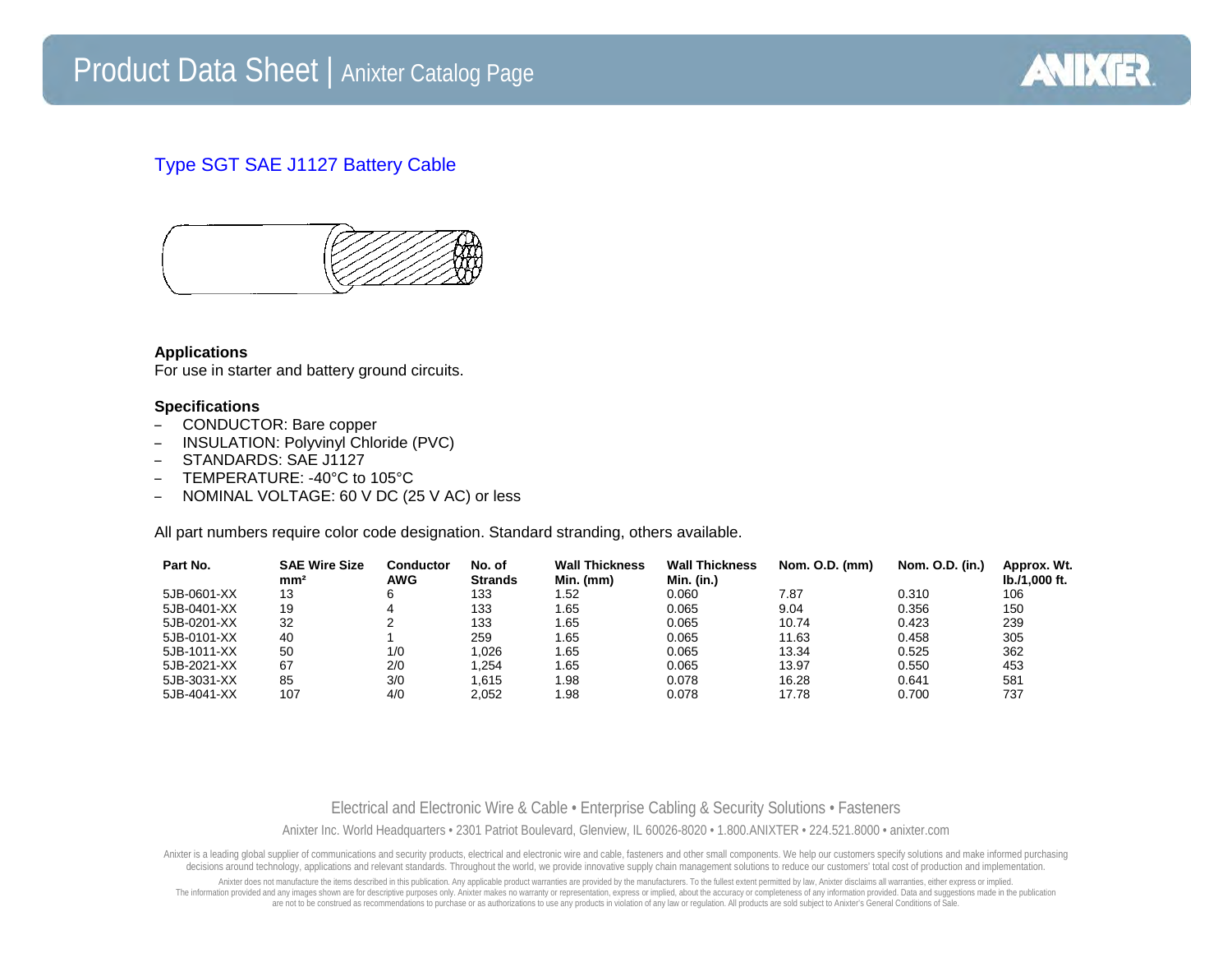Product Data Sheet | Anixter Catalog Page

# Type SGT SAE J1127 Battery Cable

### Applications

For use in starter and battery ground circuits.

### Specifications

- CONDUCTOR: Bare copper
- INSULATION: Polyvinyl Chloride (PVC)
- STANDARDS: SAE J1127
- TEMPERATURE: -40°C to 105°C
- NOMINAL VOLTAGE: 60 V DC (25 V AC) or less

All part numbers require color code designation. Standard stranding, others available.

| Part No. | SAE Wire Size mm² | Conductor AWG | No. of Strands | Wall Thickness Min. (mm) | Wall Thickness Min. (in.) | Nom. O.D. (mm) | Nom. O.D. (in.) | Approx. Wt. lb./1,000 ft. |
|---|---|---|---|---|---|---|---|---|
| 5JB-0601-XX | 13 | 6 | 133 | 1.52 | 0.060 | 7.87 | 0.310 | 106 |
| 5JB-0401-XX | 19 | 4 | 133 | 1.65 | 0.065 | 9.04 | 0.356 | 150 |
| 5JB-0201-XX | 32 | 2 | 133 | 1.65 | 0.065 | 10.74 | 0.423 | 239 |
| 5JB-0101-XX | 40 | 1 | 259 | 1.65 | 0.065 | 11.63 | 0.458 | 305 |
| 5JB-1011-XX | 50 | 1/0 | 1,026 | 1.65 | 0.065 | 13.34 | 0.525 | 362 |
| 5JB-2021-XX | 67 | 2/0 | 1,254 | 1.65 | 0.065 | 13.97 | 0.550 | 453 |
| 5JB-3031-XX | 85 | 3/0 | 1,615 | 1.98 | 0.078 | 16.28 | 0.641 | 581 |
| 5JB-4041-XX | 107 | 4/0 | 2,052 | 1.98 | 0.078 | 17.78 | 0.700 | 737 |

Electrical and Electronic Wire & Cable • Enterprise Cabling & Security Solutions • Fasteners

Anixter Inc. World Headquarters • 2301 Patriot Boulevard, Glenview, IL 60026-8020 • 1.800.ANIXTER • 224.521.8000 • anixter.com

Anixter is a leading global supplier of communications and security products, electrical and electronic wire and cable, fasteners and other small components. We help our customers specify solutions and make informed purchasing decisions around technology, applications and relevant standards. Throughout the world, we provide innovative supply chain management solutions to reduce our customers' total cost of production and implementation.

Anixter does not manufacture the items described in this publication. Any applicable product warranties are provided by the manufacturers. To the fullest extent permitted by law, Anixter disclaims all warranties, either express or implied. The information provided and any images shown are for descriptive purposes only. Anixter makes no warranty or representation, express or implied, about the accuracy or completeness of any information provided. Data and suggestions made in the publication are not to be construed as recommendations to purchase or as authorizations to use any products in violation of any law or regulation. All products are sold subject to Anixter's General Conditions of Sale.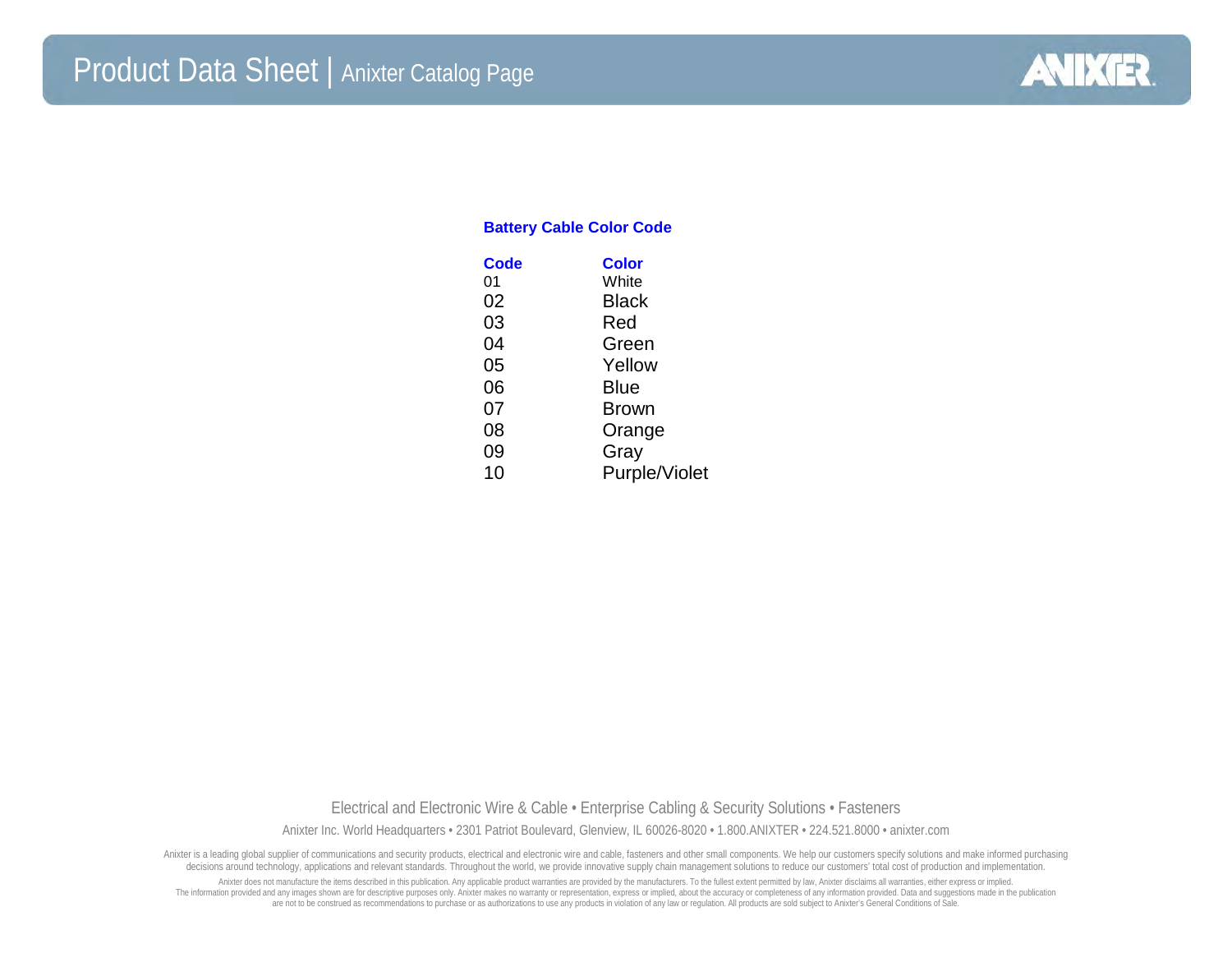### Battery Cable Color Code

| Code | Color |
|---|---|
| 01 | White |
| 02 | Black |
| 03 | Red |
| 04 | Green |
| 05 | Yellow |
| 06 | Blue |
| 07 | Brown |
| 08 | Orange |
| 09 | Gray |
| 10 | Purple/Violet |